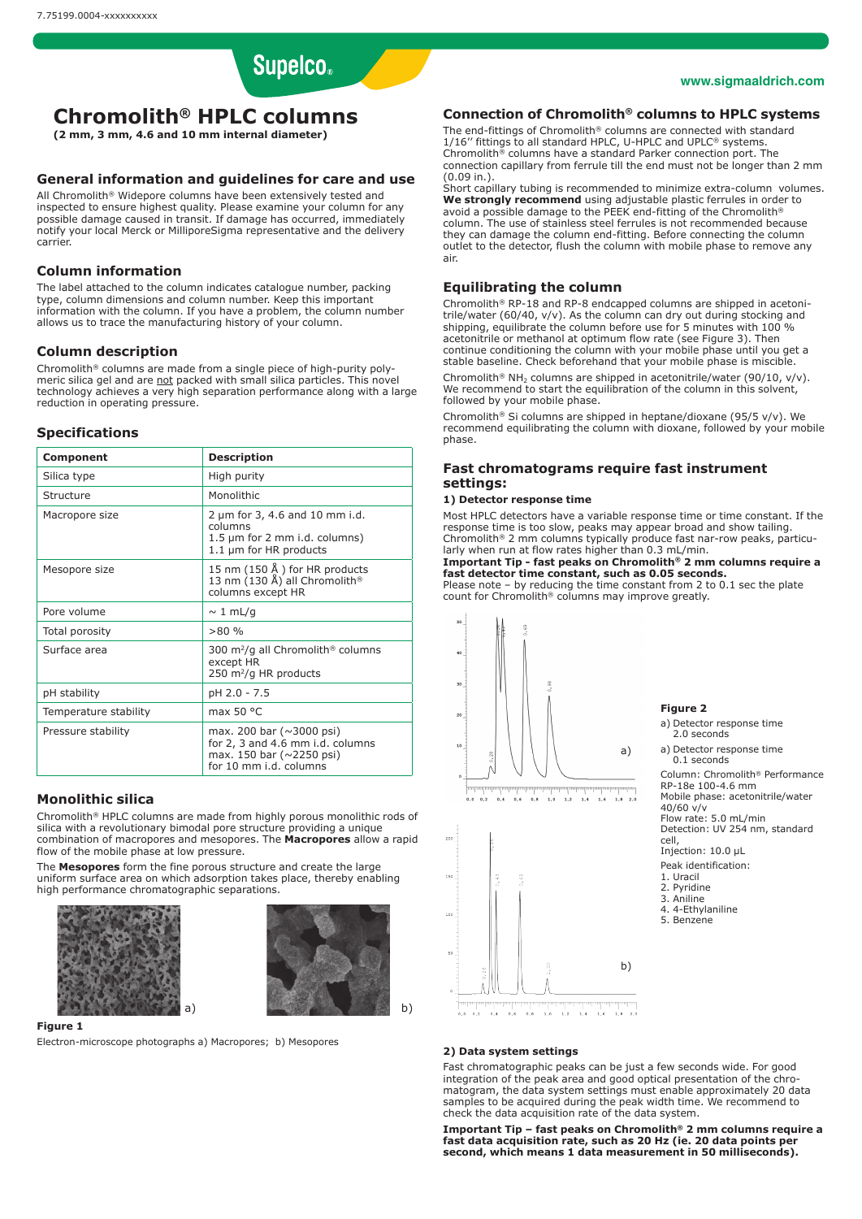# Chromolith® HPLC columns

**(2 mm, 3 mm, 4.6 and 10 mm internal diameter)**

## General information and guidelines for care and use

All Chromolith® Widepore columns have been extensively tested and inspected to ensure highest quality. Please examine your column for any possible damage caused in transit. If damage has occurred, immediately notify your local Merck or MilliporeSigma representative and the delivery carrier.

## Column information

The label attached to the column indicates catalogue number, packing type, column dimensions and column number. Keep this important information with the column. If you have a problem, the column number allows us to trace the manufacturing history of your column.

## Column description

Chromolith® columns are made from a single piece of high-purity polymeric silica gel and are not packed with small silica particles. This novel technology achieves a very high separation performance along with a large reduction in operating pressure.

## Specifications

| Component | Description |
|---|---|
| Silica type | High purity |
| Structure | Monolithic |
| Macropore size | 2 µm for 3, 4.6 and 10 mm i.d. columns<br>1.5 µm for 2 mm i.d. columns)<br>1.1 µm for HR products |
| Mesopore size | 15 nm (150 Å ) for HR products<br>13 nm (130 Å) all Chromolith® columns except HR |
| Pore volume | ~ 1 mL/g |
| Total porosity | >80 % |
| Surface area | 300 m²/g all Chromolith® columns except HR<br>250 m²/g HR products |
| pH stability | pH 2.0 - 7.5 |
| Temperature stability | max 50 °C |
| Pressure stability | max. 200 bar (~3000 psi)<br>for 2, 3 and 4.6 mm i.d. columns<br>max. 150 bar (~2250 psi)<br>for 10 mm i.d. columns |

## Monolithic silica

Chromolith® HPLC columns are made from highly porous monolithic rods of silica with a revolutionary bimodal pore structure providing a unique combination of macropores and mesopores. The **Macropores** allow a rapid flow of the mobile phase at low pressure.

The **Mesopores** form the fine porous structure and create the large uniform surface area on which adsorption takes place, thereby enabling high performance chromatographic separations.

**Figure 1**

Electron-microscope photographs a) Macropores; b) Mesopores

## Connection of Chromolith® columns to HPLC systems

The end-fittings of Chromolith® columns are connected with standard 1/16'' fittings to all standard HPLC, U-HPLC and UPLC® systems. Chromolith® columns have a standard Parker connection port. The connection capillary from ferrule till the end must not be longer than 2 mm (0.09 in.).

Short capillary tubing is recommended to minimize extra-column volumes. **We strongly recommend** using adjustable plastic ferrules in order to avoid a possible damage to the PEEK end-fitting of the Chromolith® column. The use of stainless steel ferrules is not recommended because they can damage the column end-fitting. Before connecting the column outlet to the detector, flush the column with mobile phase to remove any air.

## Equilibrating the column

Chromolith® RP-18 and RP-8 endcapped columns are shipped in acetonitrile/water (60/40, v/v). As the column can dry out during stocking and shipping, equilibrate the column before use for 5 minutes with 100 % acetonitrile or methanol at optimum flow rate (see Figure 3). Then continue conditioning the column with your mobile phase until you get a stable baseline. Check beforehand that your mobile phase is miscible.

Chromolith® $NH_2$ columns are shipped in acetonitrile/water (90/10, v/v). We recommend to start the equilibration of the column in this solvent, followed by your mobile phase.

Chromolith® Si columns are shipped in heptane/dioxane (95/5 v/v). We recommend equilibrating the column with dioxane, followed by your mobile phase.

## Fast chromatograms require fast instrument settings:

### 1) Detector response time

Most HPLC detectors have a variable response time or time constant. If the response time is too slow, peaks may appear broad and show tailing. Chromolith® 2 mm columns typically produce fast nar-row peaks, particularly when run at flow rates higher than 0.3 mL/min.

**Important Tip - fast peaks on Chromolith® 2 mm columns require a fast detector time constant, such as 0.05 seconds.**

Please note – by reducing the time constant from 2 to 0.1 sec the plate count for Chromolith® columns may improve greatly.

**Figure 2**

a) Detector response time 2.0 seconds

a) Detector response time 0.1 seconds

Column: Chromolith® Performance RP-18e 100-4.6 mm
Mobile phase: acetonitrile/water 40/60 v/v
Flow rate: 5.0 mL/min
Detection: UV 254 nm, standard cell,
Injection: 10.0 µL

Peak identification:
1. Uracil
2. Pyridine
3. Aniline
4. 4-Ethylaniline
5. Benzene

### 2) Data system settings

Fast chromatographic peaks can be just a few seconds wide. For good integration of the peak area and good optical presentation of the chromatogram, the data system settings must enable approximately 20 data samples to be acquired during the peak width time. We recommend to check the data acquisition rate of the data system.

**Important Tip – fast peaks on Chromolith® 2 mm columns require a fast data acquisition rate, such as 20 Hz (ie. 20 data points per second, which means 1 data measurement in 50 milliseconds).**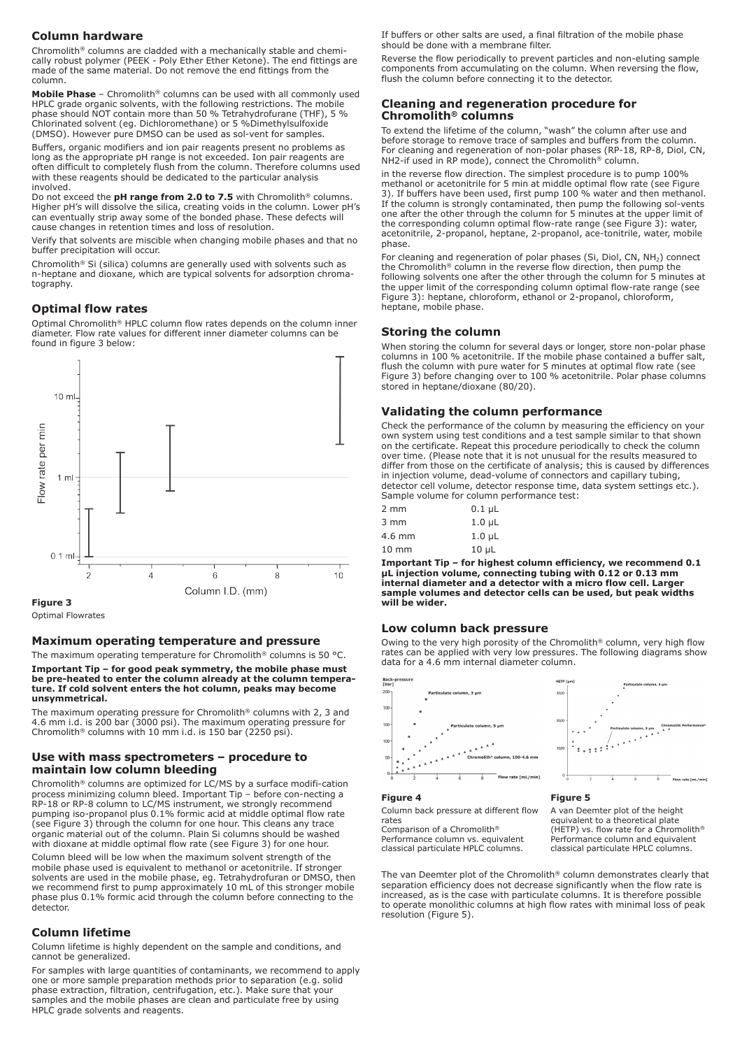## Column hardware

Chromolith® columns are cladded with a mechanically stable and chemically robust polymer (PEEK - Poly Ether Ether Ketone). The end fittings are made of the same material. Do not remove the end fittings from the column.

**Mobile Phase** – Chromolith® columns can be used with all commonly used HPLC grade organic solvents, with the following restrictions. The mobile phase should NOT contain more than 50 % Tetrahydrofurane (THF), 5 % Chlorinated solvent (eg. Dichloromethane) or 5 %Dimethylsulfoxide (DMSO). However pure DMSO can be used as sol-vent for samples.

Buffers, organic modifiers and ion pair reagents present no problems as long as the appropriate pH range is not exceeded. Ion pair reagents are often difficult to completely flush from the column. Therefore columns used with these reagents should be dedicated to the particular analysis involved.

Do not exceed the **pH range from 2.0 to 7.5** with Chromolith® columns. Higher pH's will dissolve the silica, creating voids in the column. Lower pH's can eventually strip away some of the bonded phase. These defects will cause changes in retention times and loss of resolution.

Verify that solvents are miscible when changing mobile phases and that no buffer precipitation will occur.

Chromolith® Si (silica) columns are generally used with solvents such as n-heptane and dioxane, which are typical solvents for adsorption chromatography.

## Optimal flow rates

Optimal Chromolith® HPLC column flow rates depends on the column inner diameter. Flow rate values for different inner diameter columns can be found in figure 3 below:

**Figure 3**

Optimal Flowrates

## Maximum operating temperature and pressure

The maximum operating temperature for Chromolith® columns is 50 °C.

**Important Tip – for good peak symmetry, the mobile phase must be pre-heated to enter the column already at the column temperature. If cold solvent enters the hot column, peaks may become unsymmetrical.**

The maximum operating pressure for Chromolith® columns with 2, 3 and 4.6 mm i.d. is 200 bar (3000 psi). The maximum operating pressure for Chromolith® columns with 10 mm i.d. is 150 bar (2250 psi).

## Use with mass spectrometers – procedure to maintain low column bleeding

Chromolith® columns are optimized for LC/MS by a surface modifi-cation process minimizing column bleed. Important Tip – before con-necting a RP-18 or RP-8 column to LC/MS instrument, we strongly recommend pumping iso-propanol plus 0.1% formic acid at middle optimal flow rate (see Figure 3) through the column for one hour. This cleans any trace organic material out of the column. Plain Si columns should be washed with dioxane at middle optimal flow rate (see Figure 3) for one hour.

Column bleed will be low when the maximum solvent strength of the mobile phase used is equivalent to methanol or acetonitrile. If stronger solvents are used in the mobile phase, eg. Tetrahydrofuran or DMSO, then we recommend first to pump approximately 10 mL of this stronger mobile phase plus 0.1% formic acid through the column before connecting to the detector.

## Column lifetime

Column lifetime is highly dependent on the sample and conditions, and cannot be generalized.

For samples with large quantities of contaminants, we recommend to apply one or more sample preparation methods prior to separation (e.g. solid phase extraction, filtration, centrifugation, etc.). Make sure that your samples and the mobile phases are clean and particulate free by using HPLC grade solvents and reagents.

If buffers or other salts are used, a final filtration of the mobile phase should be done with a membrane filter.

Reverse the flow periodically to prevent particles and non-eluting sample components from accumulating on the column. When reversing the flow, flush the column before connecting it to the detector.

## Cleaning and regeneration procedure for Chromolith® columns

To extend the lifetime of the column, "wash" the column after use and before storage to remove trace of samples and buffers from the column. For cleaning and regeneration of non-polar phases (RP-18, RP-8, Diol, CN, NH2-if used in RP mode), connect the Chromolith® column.

in the reverse flow direction. The simplest procedure is to pump 100% methanol or acetonitrile for 5 min at middle optimal flow rate (see Figure 3). If buffers have been used, first pump 100 % water and then methanol. If the column is strongly contaminated, then pump the following sol-vents one after the other through the column for 5 minutes at the upper limit of the corresponding column optimal flow-rate range (see Figure 3): water, acetonitrile, 2-propanol, heptane, 2-propanol, ace-tonitrile, water, mobile phase.

For cleaning and regeneration of polar phases (Si, Diol, CN, $NH_2$) connect the Chromolith® column in the reverse flow direction, then pump the following solvents one after the other through the column for 5 minutes at the upper limit of the corresponding column optimal flow-rate range (see Figure 3): heptane, chloroform, ethanol or 2-propanol, chloroform, heptane, mobile phase.

## Storing the column

When storing the column for several days or longer, store non-polar phase columns in 100 % acetonitrile. If the mobile phase contained a buffer salt, flush the column with pure water for 5 minutes at optimal flow rate (see Figure 3) before changing over to 100 % acetonitrile. Polar phase columns stored in heptane/dioxane (80/20).

## Validating the column performance

Check the performance of the column by measuring the efficiency on your own system using test conditions and a test sample similar to that shown on the certificate. Repeat this procedure periodically to check the column over time. (Please note that it is not unusual for the results measured to differ from those on the certificate of analysis; this is caused by differences in injection volume, dead-volume of connectors and capillary tubing, detector cell volume, detector response time, data system settings etc.). Sample volume for column performance test:

| | |
|---|---|
| 2 mm | 0.1 µL |
| 3 mm | 1.0 µL |
| 4.6 mm | 1.0 µL |
| 10 mm | 10 µL |

**Important Tip – for highest column efficiency, we recommend 0.1 µL injection volume, connecting tubing with 0.12 or 0.13 mm internal diameter and a detector with a micro flow cell. Larger sample volumes and detector cells can be used, but peak widths will be wider.**

## Low column back pressure

Owing to the very high porosity of the Chromolith® column, very high flow rates can be applied with very low pressures. The following diagrams show data for a 4.6 mm internal diameter column.

**Figure 4**

Column back pressure at different flow rates
Comparison of a Chromolith® Performance column vs. equivalent classical particulate HPLC columns.

**Figure 5**

A van Deemter plot of the height equivalent to a theoretical plate (HETP) vs. flow rate for a Chromolith® Performance column and equivalent classical particulate HPLC columns.

The van Deemter efficiency plot of the Chromolith® column demonstrates clearly that separation efficiency does not decrease significantly when the flow rate is increased, as is the case with particulate columns. It is therefore possible to operate monolithic columns at high flow rates with minimal loss of peak resolution (Figure 5).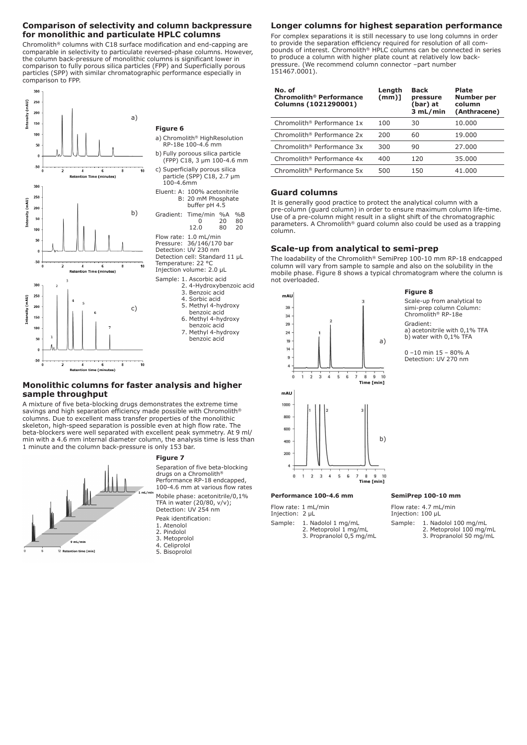## Comparison of selectivity and column backpressure for monolithic and particulate HPLC columns

Chromolith® columns with C18 surface modification and end-capping are comparable in selectivity to particulate reversed-phase columns. However, the column back-pressure of monolithic columns is significant lower in comparison to fully porous silica particles (FPP) and Superficially porous particles (SPP) with similar chromatographic performance especially in comparison to FPP.

**Figure 6**

a) Chromolith® HighResolution RP-18e 100-4.6 mm

b) Fully poroous silica particle (FPP) C18, 3 µm 100-4.6 mm

c) Superficially porous silica particle (SPP) C18, 2.7 µm 100-4.6mm

Eluent: A: 100% acetonitrile
B: 20 mM Phosphate buffer pH 4.5

Gradient:

| Time/min | %A | %B |
|---|---|---|
| 0 | 20 | 80 |
| 12.0 | 80 | 20 |

Flow rate: 1.0 mL/min
Pressure: 36/146/170 bar
Detection: UV 230 nm
Detection cell: Standard 11 µL
Temperature: 22 °C
Injection volume: 2.0 µL

Sample:
1. Ascorbic acid
2. 4-Hydroxybenzoic acid
3. Benzoic acid
4. Sorbic acid
5. Methyl 4-hydroxy benzoic acid
6. Methyl 4-hydroxy benzoic acid
7. Methyl 4-hydroxy benzoic acid

## Monolithic columns for faster analysis and higher sample throughput

A mixture of five beta-blocking drugs demonstrates the extreme time savings and high separation efficiency made possible with Chromolith® columns. Due to excellent mass transfer properties of the monolithic skeleton, high-speed separation is possible even at high flow rate. The beta-blockers were well separated with excellent peak symmetry. At 9 ml/min with a 4.6 mm internal diameter column, the analysis time is less than 1 minute and the column back-pressure is only 153 bar.

**Figure 7**

Separation of five beta-blocking drugs on a Chromolith® Performance RP-18 endcapped, 100-4.6 mm at various flow rates

Mobile phase: acetonitrile/0,1% TFA in water (20/80, v/v);
Detection: UV 254 nm

Peak identification:
1. Atenolol
2. Pindolol
3. Metoprolol
4. Celiprolol
5. Bisoprolol

## Longer columns for highest separation performance

For complex separations it is still necessary to use long columns in order to provide the separation efficiency required for resolution of all compounds of interest. Chromolith® HPLC columns can be connected in series to produce a column with higher plate count at relatively low back-pressure. (We recommend column connector –part number 151467.0001).

| No. of Chromolith® Performance Columns (1021290001) | Length (mm)] | Back pressure (bar) at 3 mL/min | Plate Number per column (Anthracene) |
|---|---|---|---|
| Chromolith® Performance 1x | 100 | 30 | 10.000 |
| Chromolith® Performance 2x | 200 | 60 | 19.000 |
| Chromolith® Performance 3x | 300 | 90 | 27.000 |
| Chromolith® Performance 4x | 400 | 120 | 35.000 |
| Chromolith® Performance 5x | 500 | 150 | 41.000 |

## Guard columns

It is generally good practice to protect the analytical column with a pre-column (guard column) in order to ensure maximum column life-time. Use of a pre-column might result in a slight shift of the chromatographic parameters. A Chromolith® guard column also could be used as a trapping column.

## Scale-up from analytical to semi-prep

The loadability of the Chromolith® SemiPrep 100-10 mm RP-18 endcapped column will vary from sample to sample and also on the solubility in the mobile phase. Figure 8 shows a typical chromatogram where the column is not overloaded.

**Figure 8**

Scale-up from analytical to simi-prep column Column: Chromolith® RP-18e

Gradient:
a) acetonitrile with 0,1% TFA
b) water with 0,1% TFA

0 –10 min 15 – 80% A
Detection: UV 270 nm

**Performance 100-4.6 mm**

Flow rate: 1 mL/min
Injection: 2 µL

Sample:
1. Nadolol 1 mg/mL
2. Metoprolol 1 mg/mL
3. Propranolol 0,5 mg/mL

**SemiPrep 100-10 mm**

Flow rate: 4.7 mL/min
Injection: 100 µL

Sample:
1. Nadolol 100 mg/mL
2. Metoprolol 100 mg/mL
3. Propranolol 50 mg/mL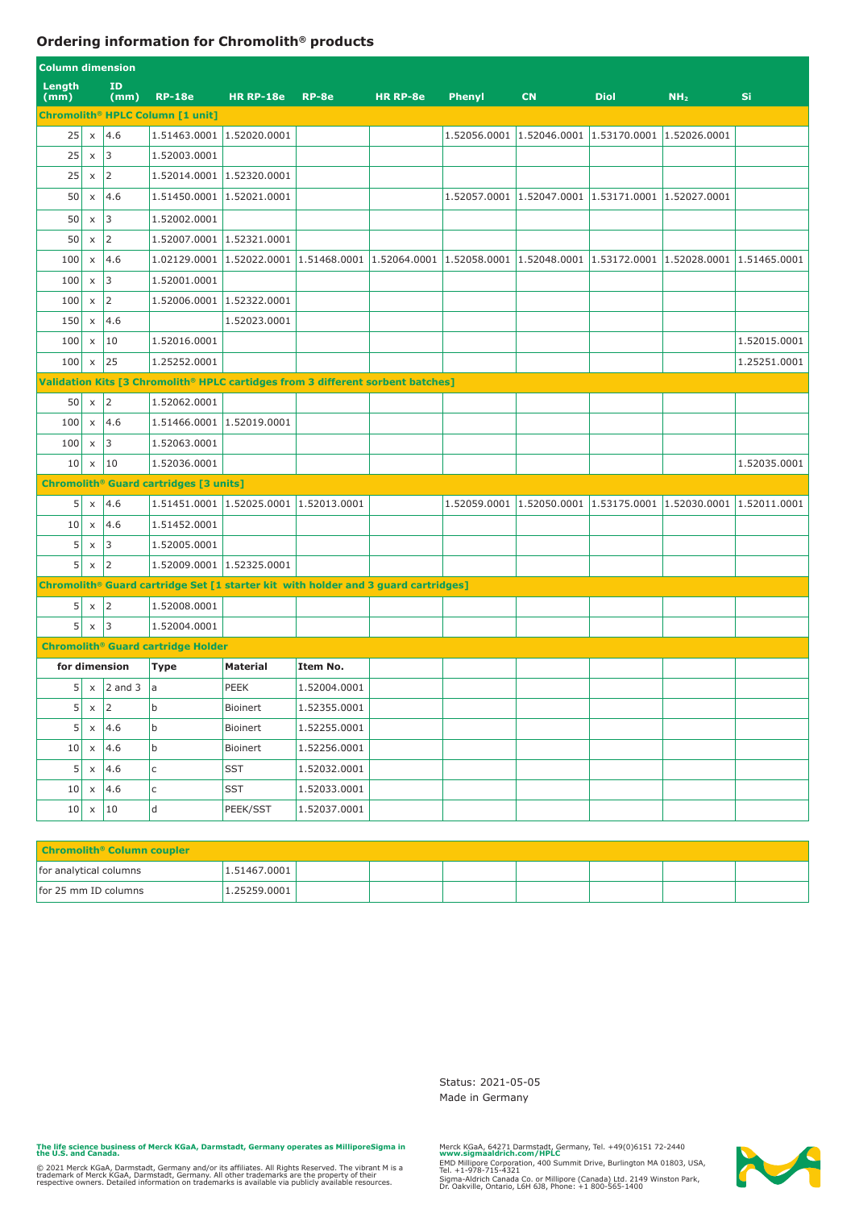## Ordering information for Chromolith® products

| Column dimension | | | | | | | | | | | |
|---|---|---|---|---|---|---|---|---|---|---|---|
| Length (mm) | | ID (mm) | RP-18e | HR RP-18e | RP-8e | HR RP-8e | Phenyl | CN | Diol | $NH_2$ | Si |
| **Chromolith® HPLC Column [1 unit]** | | | | | | | | | | | |
| 25 | x | 4.6 | 1.51463.0001 | 1.52020.0001 | | | 1.52056.0001 | 1.52046.0001 | 1.53170.0001 | 1.52026.0001 | |
| 25 | x | 3 | 1.52003.0001 | | | | | | | | |
| 25 | x | 2 | 1.52014.0001 | 1.52320.0001 | | | | | | | |
| 50 | x | 4.6 | 1.51450.0001 | 1.52021.0001 | | | 1.52057.0001 | 1.52047.0001 | 1.53171.0001 | 1.52027.0001 | |
| 50 | x | 3 | 1.52002.0001 | | | | | | | | |
| 50 | x | 2 | 1.52007.0001 | 1.52321.0001 | | | | | | | |
| 100 | x | 4.6 | 1.02129.0001 | 1.52022.0001 | 1.51468.0001 | 1.52064.0001 | 1.52058.0001 | 1.52048.0001 | 1.53172.0001 | 1.52028.0001 | 1.51465.0001 |
| 100 | x | 3 | 1.52001.0001 | | | | | | | | |
| 100 | x | 2 | 1.52006.0001 | 1.52322.0001 | | | | | | | |
| 150 | x | 4.6 | | 1.52023.0001 | | | | | | | |
| 100 | x | 10 | 1.52016.0001 | | | | | | | | 1.52015.0001 |
| 100 | x | 25 | 1.25252.0001 | | | | | | | | 1.25251.0001 |
| **Validation Kits [3 Chromolith® HPLC cartidges from 3 different sorbent batches]** | | | | | | | | | | | |
| 50 | x | 2 | 1.52062.0001 | | | | | | | | |
| 100 | x | 4.6 | 1.51466.0001 | 1.52019.0001 | | | | | | | |
| 100 | x | 3 | 1.52063.0001 | | | | | | | | |
| 10 | x | 10 | 1.52036.0001 | | | | | | | | 1.52035.0001 |
| **Chromolith® Guard cartridges [3 units]** | | | | | | | | | | | |
| 5 | x | 4.6 | 1.51451.0001 | 1.52025.0001 | 1.52013.0001 | | 1.52059.0001 | 1.52050.0001 | 1.53175.0001 | 1.52030.0001 | 1.52011.0001 |
| 10 | x | 4.6 | 1.51452.0001 | | | | | | | | |
| 5 | x | 3 | 1.52005.0001 | | | | | | | | |
| 5 | x | 2 | 1.52009.0001 | 1.52325.0001 | | | | | | | |
| **Chromolith® Guard cartridge Set [1 starter kit with holder and 3 guard cartridges]** | | | | | | | | | | | |
| 5 | x | 2 | 1.52008.0001 | | | | | | | | |
| 5 | x | 3 | 1.52004.0001 | | | | | | | | |
| **Chromolith® Guard cartridge Holder** | | | | | | | | | | | |
| for dimension | | | Type | Material | Item No. | | | | | | |
| 5 | x | 2 and 3 | a | PEEK | 1.52004.0001 | | | | | | |
| 5 | x | 2 | b | Bioinert | 1.52355.0001 | | | | | | |
| 5 | x | 4.6 | b | Bioinert | 1.52255.0001 | | | | | | |
| 10 | x | 4.6 | b | Bioinert | 1.52256.0001 | | | | | | |
| 5 | x | 4.6 | c | SST | 1.52032.0001 | | | | | | |
| 10 | x | 4.6 | c | SST | 1.52033.0001 | | | | | | |
| 10 | x | 10 | d | PEEK/SST | 1.52037.0001 | | | | | | |

| Chromolith® Column coupler | |
|---|---|
| for analytical columns | 1.51467.0001 |
| for 25 mm ID columns | 1.25259.0001 |

Status: 2021-05-05
Made in Germany

**The life science business of Merck KGaA, Darmstadt, Germany operates as MilliporeSigma in the U.S. and Canada.**

© 2021 Merck KGaA, Darmstadt, Germany and/or its affiliates. All Rights Reserved. The vibrant M is a trademark of Merck KGaA, Darmstadt, Germany. All other trademarks are the property of their respective owners. Detailed information on trademarks is available via publicly available resources.

Merck KGaA, 64271 Darmstadt, Germany, Tel. +49(0)6151 72-2440
**www.sigmaaldrich.com/HPLC**
EMD Millipore Corporation, 400 Summit Drive, Burlington MA 01803, USA, Tel. +1-978-715-4321
Sigma-Aldrich Canada Co. or Millipore (Canada) Ltd. 2149 Winston Park, Dr. Oakville, Ontario, L6H 6J8, Phone: +1 800-565-1400